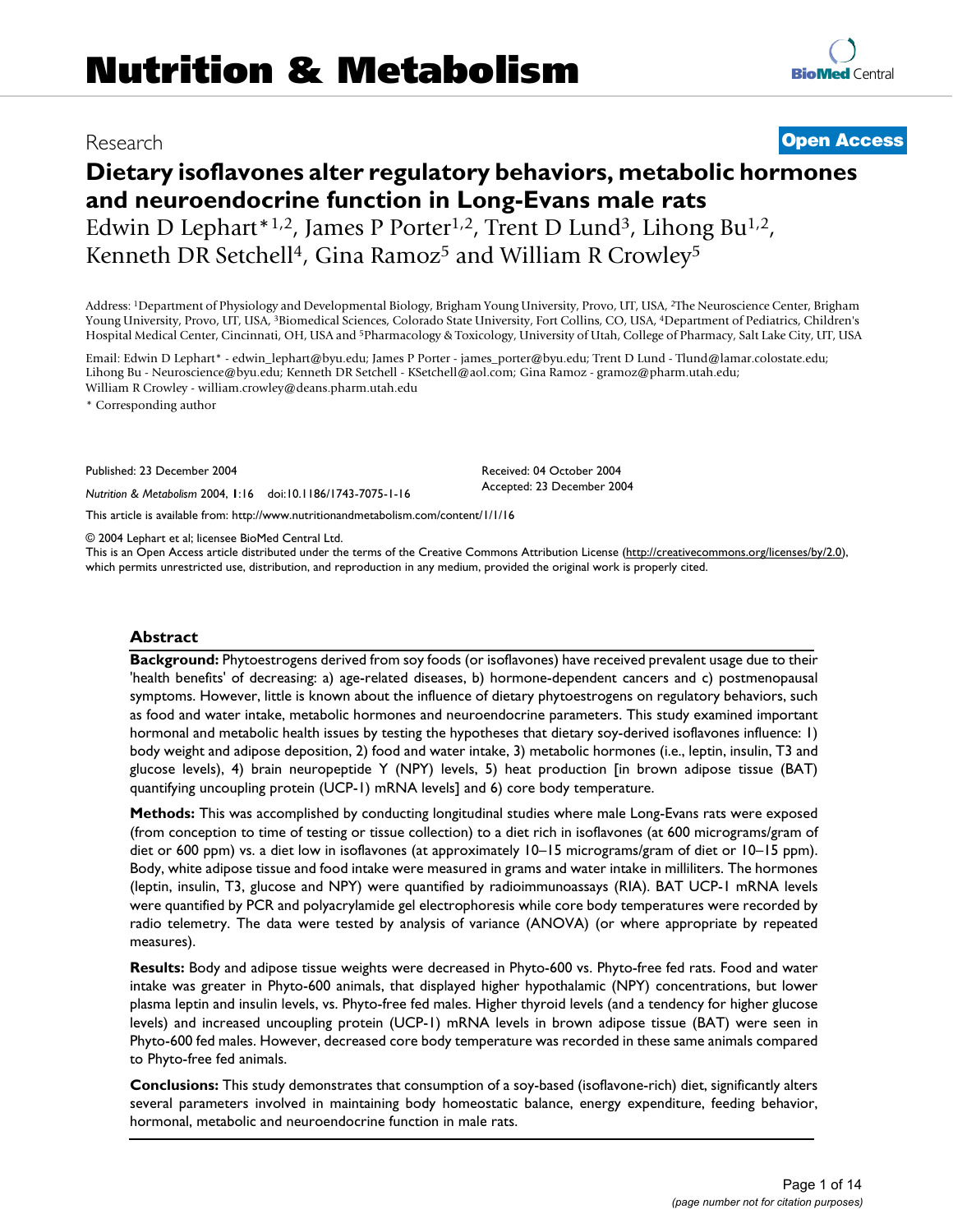Research

**Open Access**

# Dietary isoflavones alter regulatory behaviors, metabolic hormones and neuroendocrine function in Long-Evans male rats

Edwin D Lephart*[1,2], James P Porter[1,2], Trent D Lund[3], Lihong Bu[1,2], Kenneth DR Setchell[4], Gina Ramoz[5] and William R Crowley[5]

Address: [1]Department of Physiology and Developmental Biology, Brigham Young University, Provo, UT, USA, [2]The Neuroscience Center, Brigham Young University, Provo, UT, USA, [3]Biomedical Sciences, Colorado State University, Fort Collins, CO, USA, [4]Department of Pediatrics, Children's Hospital Medical Center, Cincinnati, OH, USA and [5]Pharmacology & Toxicology, University of Utah, College of Pharmacy, Salt Lake City, UT, USA

Email: Edwin D Lephart* - edwin_lephart@byu.edu; James P Porter - james_porter@byu.edu; Trent D Lund - Tlund@lamar.colostate.edu; Lihong Bu - Neuroscience@byu.edu; Kenneth DR Setchell - KSetchell@aol.com; Gina Ramoz - gramoz@pharm.utah.edu; William R Crowley - william.crowley@deans.pharm.utah.edu

* Corresponding author

Published: 23 December 2004

*Nutrition & Metabolism* 2004, **1**:16 doi:10.1186/1743-7075-1-16

Received: 04 October 2004
Accepted: 23 December 2004

This article is available from: http://www.nutritionandmetabolism.com/content/1/1/16

© 2004 Lephart et al; licensee BioMed Central Ltd.
This is an Open Access article distributed under the terms of the Creative Commons Attribution License (http://creativecommons.org/licenses/by/2.0), which permits unrestricted use, distribution, and reproduction in any medium, provided the original work is properly cited.

## Abstract

**Background:** Phytoestrogens derived from soy foods (or isoflavones) have received prevalent usage due to their 'health benefits' of decreasing: a) age-related diseases, b) hormone-dependent cancers and c) postmenopausal symptoms. However, little is known about the influence of dietary phytoestrogens on regulatory behaviors, such as food and water intake, metabolic hormones and neuroendocrine parameters. This study examined important hormonal and metabolic health issues by testing the hypotheses that dietary soy-derived isoflavones influence: 1) body weight and adipose deposition, 2) food and water intake, 3) metabolic hormones (i.e., leptin, insulin, T3 and glucose levels), 4) brain neuropeptide Y (NPY) levels, 5) heat production [in brown adipose tissue (BAT) quantifying uncoupling protein (UCP-1) mRNA levels] and 6) core body temperature.

**Methods:** This was accomplished by conducting longitudinal studies where male Long-Evans rats were exposed (from conception to time of testing or tissue collection) to a diet rich in isoflavones (at 600 micrograms/gram of diet or 600 ppm) vs. a diet low in isoflavones (at approximately 10–15 micrograms/gram of diet or 10–15 ppm). Body, white adipose tissue and food intake were measured in grams and water intake in milliliters. The hormones (leptin, insulin, T3, glucose and NPY) were quantified by radioimmunoassays (RIA). BAT UCP-1 mRNA levels were quantified by PCR and polyacrylamide gel electrophoresis while core body temperatures were recorded by radio telemetry. The data were tested by analysis of variance (ANOVA) (or where appropriate by repeated measures).

**Results:** Body and adipose tissue weights were decreased in Phyto-600 vs. Phyto-free fed rats. Food and water intake was greater in Phyto-600 animals, that displayed higher hypothalamic (NPY) concentrations, but lower plasma leptin and insulin levels, vs. Phyto-free fed males. Higher thyroid levels (and a tendency for higher glucose levels) and increased uncoupling protein (UCP-1) mRNA levels in brown adipose tissue (BAT) were seen in Phyto-600 fed males. However, decreased core body temperature was recorded in these same animals compared to Phyto-free fed animals.

**Conclusions:** This study demonstrates that consumption of a soy-based (isoflavone-rich) diet, significantly alters several parameters involved in maintaining body homeostatic balance, energy expenditure, feeding behavior, hormonal, metabolic and neuroendocrine function in male rats.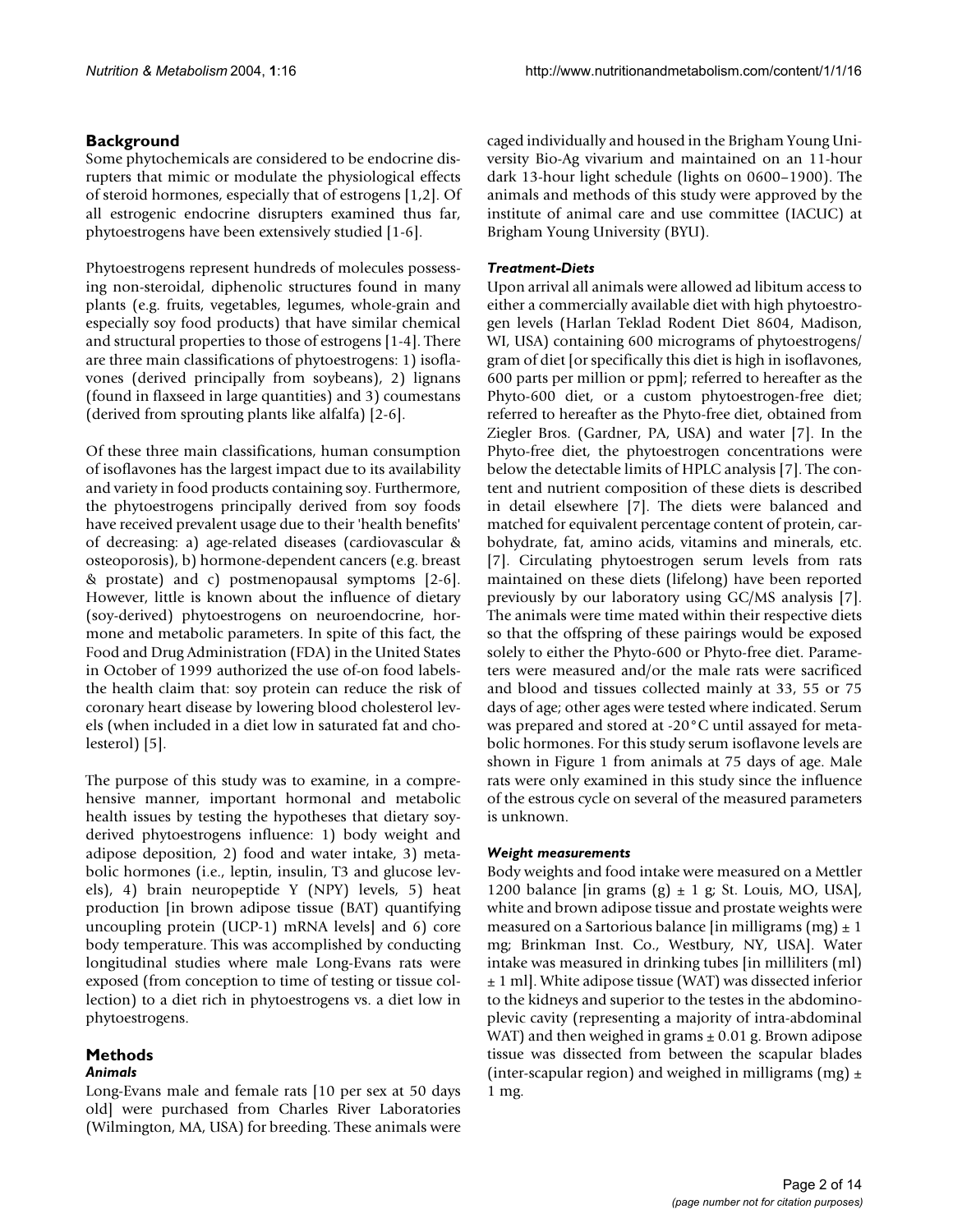## Background

Some phytochemicals are considered to be endocrine disrupters that mimic or modulate the physiological effects of steroid hormones, especially that of estrogens [1,2]. Of all estrogenic endocrine disrupters examined thus far, phytoestrogens have been extensively studied [1-6].

Phytoestrogens represent hundreds of molecules possessing non-steroidal, diphenolic structures found in many plants (e.g. fruits, vegetables, legumes, whole-grain and especially soy food products) that have similar chemical and structural properties to those of estrogens [1-4]. There are three main classifications of phytoestrogens: 1) isoflavones (derived principally from soybeans), 2) lignans (found in flaxseed in large quantities) and 3) coumestans (derived from sprouting plants like alfalfa) [2-6].

Of these three main classifications, human consumption of isoflavones has the largest impact due to its availability and variety in food products containing soy. Furthermore, the phytoestrogens principally derived from soy foods have received prevalent usage due to their 'health benefits' of decreasing: a) age-related diseases (cardiovascular & osteoporosis), b) hormone-dependent cancers (e.g. breast & prostate) and c) postmenopausal symptoms [2-6]. However, little is known about the influence of dietary (soy-derived) phytoestrogens on neuroendocrine, hormone and metabolic parameters. In spite of this fact, the Food and Drug Administration (FDA) in the United States in October of 1999 authorized the use of-on food labels-the health claim that: soy protein can reduce the risk of coronary heart disease by lowering blood cholesterol levels (when included in a diet low in saturated fat and cholesterol) [5].

The purpose of this study was to examine, in a comprehensive manner, important hormonal and metabolic health issues by testing the hypotheses that dietary soy-derived phytoestrogens influence: 1) body weight and adipose deposition, 2) food and water intake, 3) metabolic hormones (i.e., leptin, insulin, T3 and glucose levels), 4) brain neuropeptide Y (NPY) levels, 5) heat production [in brown adipose tissue (BAT) quantifying uncoupling protein (UCP-1) mRNA levels] and 6) core body temperature. This was accomplished by conducting longitudinal studies where male Long-Evans rats were exposed (from conception to time of testing or tissue collection) to a diet rich in phytoestrogens vs. a diet low in phytoestrogens.

## Methods

### Animals

Long-Evans male and female rats [10 per sex at 50 days old] were purchased from Charles River Laboratories (Wilmington, MA, USA) for breeding. These animals were caged individually and housed in the Brigham Young University Bio-Ag vivarium and maintained on an 11-hour dark 13-hour light schedule (lights on 0600–1900). The animals and methods of this study were approved by the institute of animal care and use committee (IACUC) at Brigham Young University (BYU).

### Treatment-Diets

Upon arrival all animals were allowed ad libitum access to either a commercially available diet with high phytoestrogen levels (Harlan Teklad Rodent Diet 8604, Madison, WI, USA) containing 600 micrograms of phytoestrogens/gram of diet [or specifically this diet is high in isoflavones, 600 parts per million or ppm]; referred to hereafter as the Phyto-600 diet, or a custom phytoestrogen-free diet; referred to hereafter as the Phyto-free diet, obtained from Ziegler Bros. (Gardner, PA, USA) and water [7]. In the Phyto-free diet, the phytoestrogen concentrations were below the detectable limits of HPLC analysis [7]. The content and nutrient composition of these diets is described in detail elsewhere [7]. The diets were balanced and matched for equivalent percentage content of protein, carbohydrate, fat, amino acids, vitamins and minerals, etc. [7]. Circulating phytoestrogen serum levels from rats maintained on these diets (lifelong) have been reported previously by our laboratory using GC/MS analysis [7]. The animals were time mated within their respective diets so that the offspring of these pairings would be exposed solely to either the Phyto-600 or Phyto-free diet. Parameters were measured and/or the male rats were sacrificed and blood and tissues collected mainly at 33, 55 or 75 days of age; other ages were tested where indicated. Serum was prepared and stored at -20°C until assayed for metabolic hormones. For this study serum isoflavone levels are shown in Figure 1 from animals at 75 days of age. Male rats were only examined in this study since the influence of the estrous cycle on several of the measured parameters is unknown.

### Weight measurements

Body weights and food intake were measured on a Mettler 1200 balance [in grams (g) ± 1 g; St. Louis, MO, USA], white and brown adipose tissue and prostate weights were measured on a Sartorious balance [in milligrams (mg) ± 1 mg; Brinkman Inst. Co., Westbury, NY, USA]. Water intake was measured in drinking tubes [in milliliters (ml) ± 1 ml]. White adipose tissue (WAT) was dissected inferior to the kidneys and superior to the testes in the abdomino-plevic cavity (representing a majority of intra-abdominal WAT) and then weighed in grams ± 0.01 g. Brown adipose tissue was dissected from between the scapular blades (inter-scapular region) and weighed in milligrams (mg) ± 1 mg.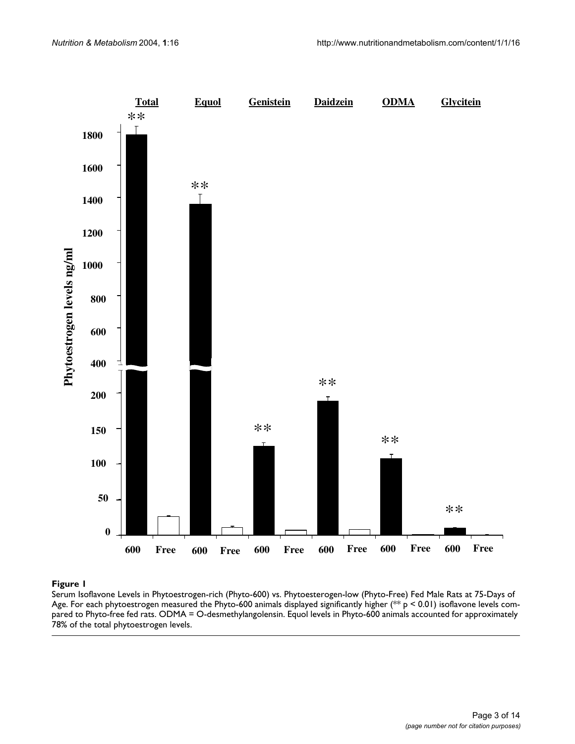**Figure 1**

Serum Isoflavone Levels in Phytoestrogen-rich (Phyto-600) vs. Phytoesterogen-low (Phyto-Free) Fed Male Rats at 75-Days of Age. For each phytoestrogen measured the Phyto-600 animals displayed significantly higher (** $p < 0.01$) isoflavone levels compared to Phyto-free fed rats. ODMA = O-desmethylangolensin. Equol levels in Phyto-600 animals accounted for approximately 78% of the total phytoestrogen levels.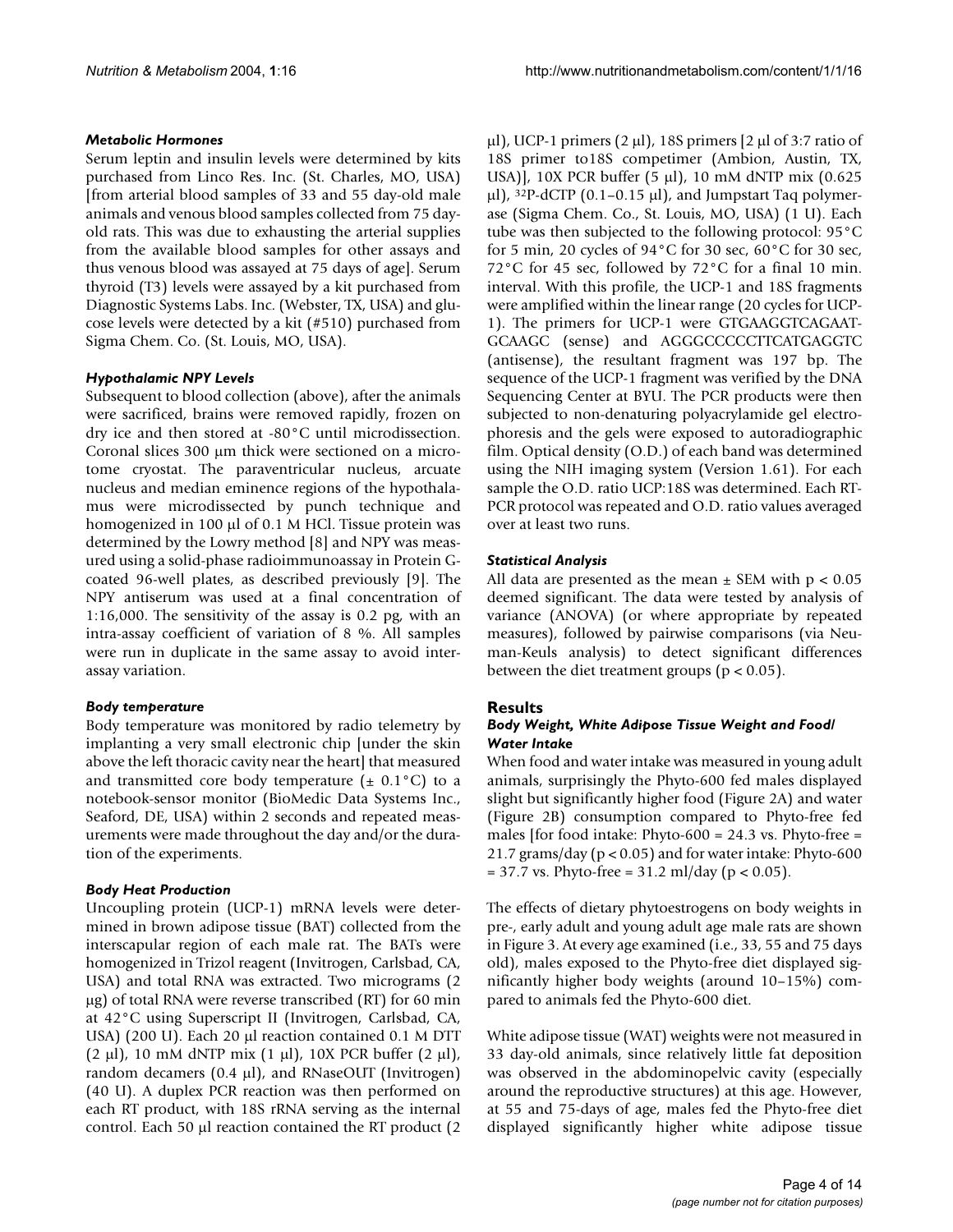### *Metabolic Hormones*

Serum leptin and insulin levels were determined by kits purchased from Linco Res. Inc. (St. Charles, MO, USA) [from arterial blood samples of 33 and 55 day-old male animals and venous blood samples collected from 75 day-old rats. This was due to exhausting the arterial supplies from the available blood samples for other assays and thus venous blood was assayed at 75 days of age]. Serum thyroid (T3) levels were assayed by a kit purchased from Diagnostic Systems Labs. Inc. (Webster, TX, USA) and glucose levels were detected by a kit (#510) purchased from Sigma Chem. Co. (St. Louis, MO, USA).

### *Hypothalamic NPY Levels*

Subsequent to blood collection (above), after the animals were sacrificed, brains were removed rapidly, frozen on dry ice and then stored at -80°C until microdissection. Coronal slices 300 μm thick were sectioned on a microtome cryostat. The paraventricular nucleus, arcuate nucleus and median eminence regions of the hypothalamus were microdissected by punch technique and homogenized in 100 μl of 0.1 M HCl. Tissue protein was determined by the Lowry method [8] and NPY was measured using a solid-phase radioimmunoassay in Protein G-coated 96-well plates, as described previously [9]. The NPY antiserum was used at a final concentration of 1:16,000. The sensitivity of the assay is 0.2 pg, with an intra-assay coefficient of variation of 8 %. All samples were run in duplicate in the same assay to avoid inter-assay variation.

### *Body temperature*

Body temperature was monitored by radio telemetry by implanting a very small electronic chip [under the skin above the left thoracic cavity near the heart] that measured and transmitted core body temperature (± 0.1°C) to a notebook-sensor monitor (BioMedic Data Systems Inc., Seaford, DE, USA) within 2 seconds and repeated measurements were made throughout the day and/or the duration of the experiments.

### *Body Heat Production*

Uncoupling protein (UCP-1) mRNA levels were determined in brown adipose tissue (BAT) collected from the interscapular region of each male rat. The BATs were homogenized in Trizol reagent (Invitrogen, Carlsbad, CA, USA) and total RNA was extracted. Two micrograms (2 μg) of total RNA were reverse transcribed (RT) for 60 min at 42°C using Superscript II (Invitrogen, Carlsbad, CA, USA) (200 U). Each 20 μl reaction contained 0.1 M DTT (2 μl), 10 mM dNTP mix (1 μl), 10X PCR buffer (2 μl), random decamers (0.4 μl), and RNaseOUT (Invitrogen) (40 U). A duplex PCR reaction was then performed on each RT product, with 18S rRNA serving as the internal control. Each 50 μl reaction contained the RT product (2 μl), UCP-1 primers (2 μl), 18S primers [2 μl of 3:7 ratio of 18S primer to18S competimer (Ambion, Austin, TX, USA)], 10X PCR buffer (5 μl), 10 mM dNTP mix (0.625 μl), $^{32}$P-dCTP (0.1–0.15 μl), and Jumpstart Taq polymerase (Sigma Chem. Co., St. Louis, MO, USA) (1 U). Each tube was then subjected to the following protocol: 95°C for 5 min, 20 cycles of 94°C for 30 sec, 60°C for 30 sec, 72°C for 45 sec, followed by 72°C for a final 10 min. interval. With this profile, the UCP-1 and 18S fragments were amplified within the linear range (20 cycles for UCP-1). The primers for UCP-1 were GTGAAGGTCAGAATGCAAGC (sense) and AGGGCCCCCTTCATGAGGTC (antisense), the resultant fragment was 197 bp. The sequence of the UCP-1 fragment was verified by the DNA Sequencing Center at BYU. The PCR products were then subjected to non-denaturing polyacrylamide gel electrophoresis and the gels were exposed to autoradiographic film. Optical density (O.D.) of each band was determined using the NIH imaging system (Version 1.61). For each sample the O.D. ratio UCP:18S was determined. Each RT-PCR protocol was repeated and O.D. ratio values averaged over at least two runs.

### *Statistical Analysis*

All data are presented as the mean ± SEM with $p < 0.05$ deemed significant. The data were tested by analysis of variance (ANOVA) (or where appropriate by repeated measures), followed by pairwise comparisons (via Neuman-Keuls analysis) to detect significant differences between the diet treatment groups ($p < 0.05$).

## Results

### *Body Weight, White Adipose Tissue Weight and Food/Water Intake*

When food and water intake was measured in young adult animals, surprisingly the Phyto-600 fed males displayed slight but significantly higher food (Figure 2A) and water (Figure 2B) consumption compared to Phyto-free fed males [for food intake: Phyto-600 = 24.3 vs. Phyto-free = 21.7 grams/day ($p < 0.05$) and for water intake: Phyto-600 = 37.7 vs. Phyto-free = 31.2 ml/day ($p < 0.05$).

The effects of dietary phytoestrogens on body weights in pre-, early adult and young adult age male rats are shown in Figure 3. At every age examined (i.e., 33, 55 and 75 days old), males exposed to the Phyto-free diet displayed significantly higher body weights (around 10–15%) compared to animals fed the Phyto-600 diet.

White adipose tissue (WAT) weights were not measured in 33 day-old animals, since relatively little fat deposition was observed in the abdominopelvic cavity (especially around the reproductive structures) at this age. However, at 55 and 75-days of age, males fed the Phyto-free diet displayed significantly higher white adipose tissue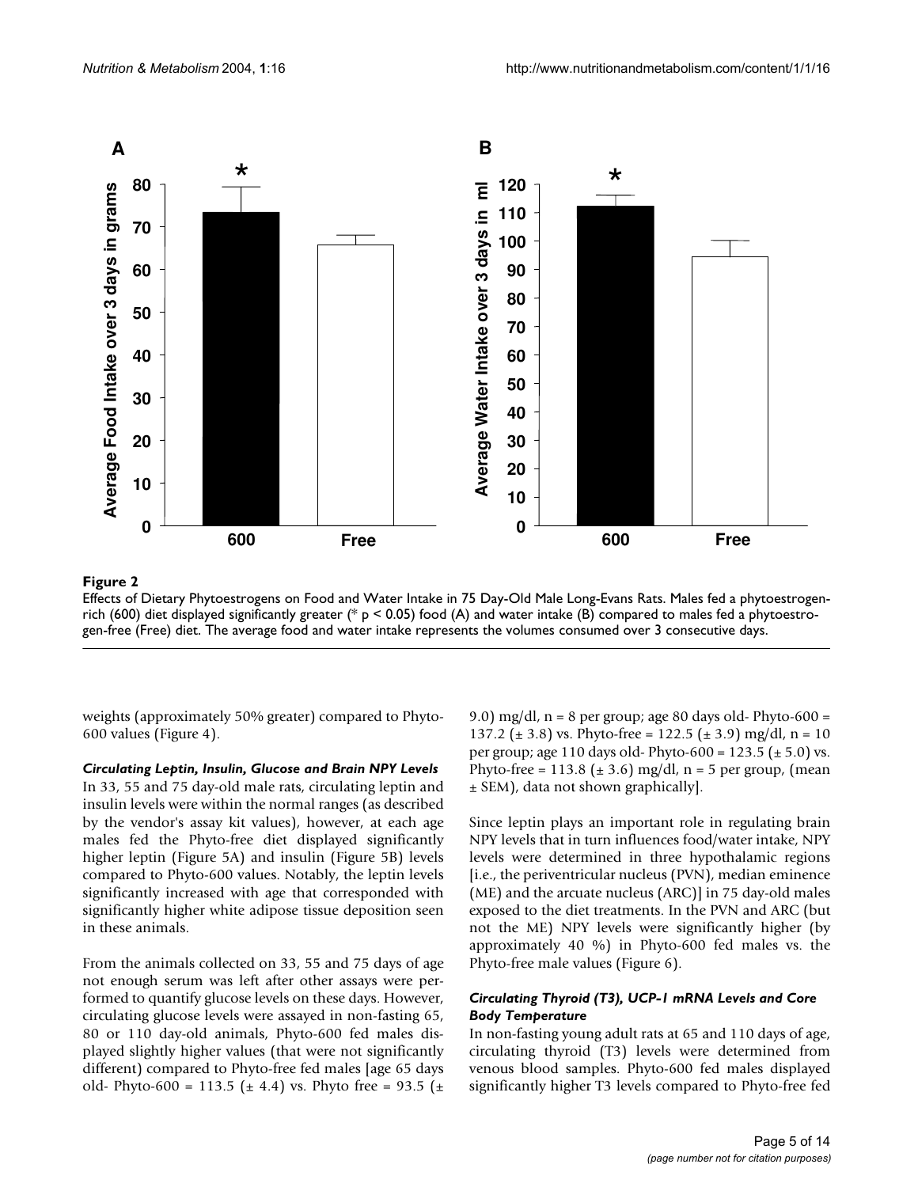**Figure 2**

Effects of Dietary Phytoestrogens on Food and Water Intake in 75 Day-Old Male Long-Evans Rats. Males fed a phytoestrogen-rich (600) diet displayed significantly greater (* $p < 0.05$) food (A) and water intake (B) compared to males fed a phytoestrogen-free (Free) diet. The average food and water intake represents the volumes consumed over 3 consecutive days.

weights (approximately 50% greater) compared to Phyto-600 values (Figure 4).

### *Circulating Leptin, Insulin, Glucose and Brain NPY Levels*

In 33, 55 and 75 day-old male rats, circulating leptin and insulin levels were within the normal ranges (as described by the vendor's assay kit values), however, at each age males fed the Phyto-free diet displayed significantly higher leptin (Figure 5A) and insulin (Figure 5B) levels compared to Phyto-600 values. Notably, the leptin levels significantly increased with age that corresponded with significantly higher white adipose tissue deposition seen in these animals.

From the animals collected on 33, 55 and 75 days of age not enough serum was left after other assays were performed to quantify glucose levels on these days. However, circulating glucose levels were assayed in non-fasting 65, 80 or 110 day-old animals, Phyto-600 fed males displayed slightly higher values (that were not significantly different) compared to Phyto-free fed males [age 65 days old- Phyto-600 = 113.5 (± 4.4) vs. Phyto free = 93.5 (± 9.0) mg/dl, n = 8 per group; age 80 days old- Phyto-600 = 137.2 (± 3.8) vs. Phyto-free = 122.5 (± 3.9) mg/dl, n = 10 per group; age 110 days old- Phyto-600 = 123.5 (± 5.0) vs. Phyto-free = 113.8 (± 3.6) mg/dl, n = 5 per group, (mean ± SEM), data not shown graphically].

Since leptin plays an important role in regulating brain NPY levels that in turn influences food/water intake, NPY levels were determined in three hypothalamic regions [i.e., the periventricular nucleus (PVN), median eminence (ME) and the arcuate nucleus (ARC)] in 75 day-old males exposed to the diet treatments. In the PVN and ARC (but not the ME) NPY levels were significantly higher (by approximately 40 %) in Phyto-600 fed males vs. the Phyto-free male values (Figure 6).

### *Circulating Thyroid (T3), UCP-1 mRNA Levels and Core Body Temperature*

In non-fasting young adult rats at 65 and 110 days of age, circulating thyroid (T3) levels were determined from venous blood samples. Phyto-600 fed males displayed significantly higher T3 levels compared to Phyto-free fed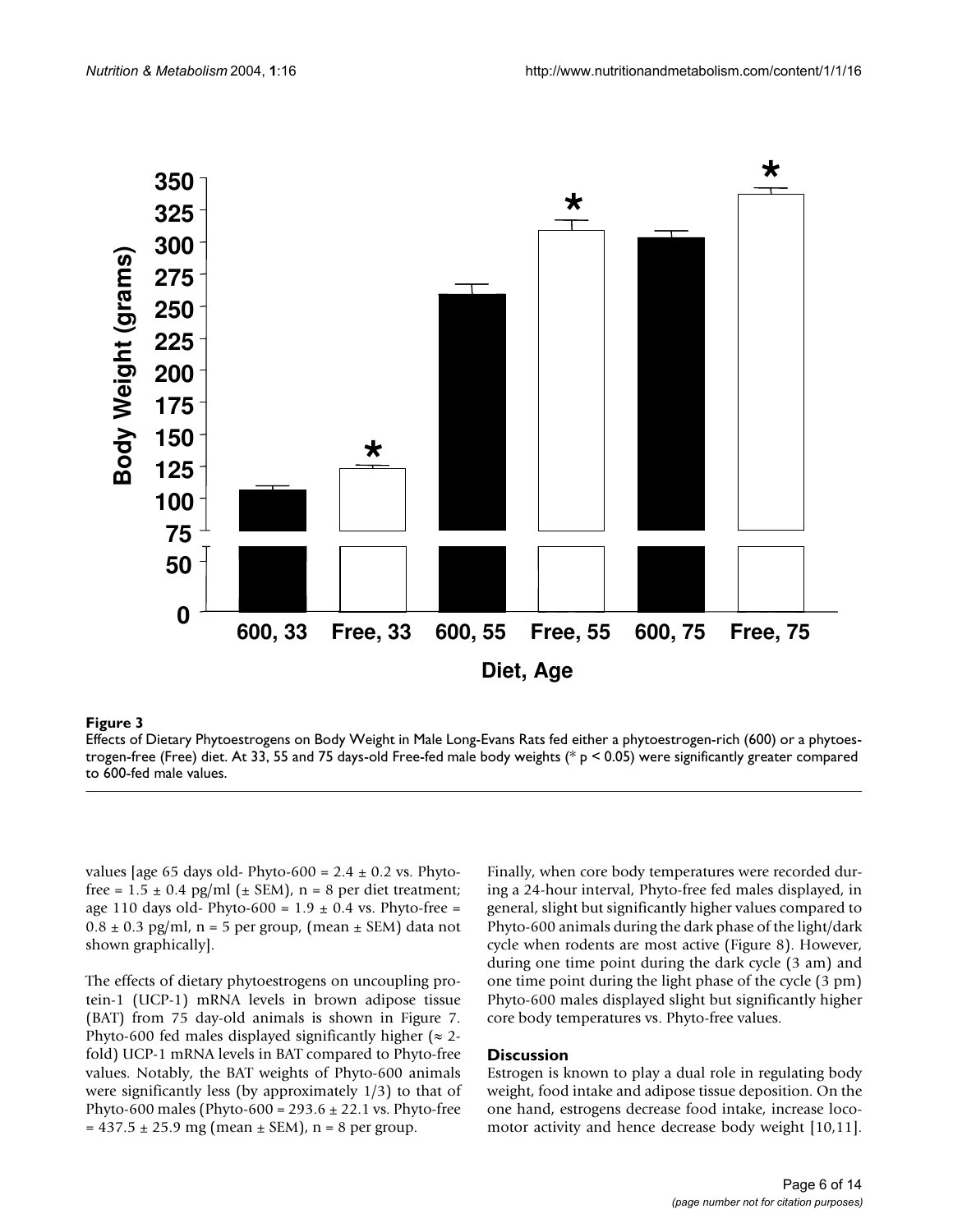**Figure 3**

Effects of Dietary Phytoestrogens on Body Weight in Male Long-Evans Rats fed either a phytoestrogen-rich (600) or a phytoestrogen-free (Free) diet. At 33, 55 and 75 days-old Free-fed male body weights (* $p < 0.05$) were significantly greater compared to 600-fed male values.

values [age 65 days old- Phyto-600 = 2.4 ± 0.2 vs. Phyto-free = 1.5 ± 0.4 pg/ml (± SEM), n = 8 per diet treatment; age 110 days old- Phyto-600 = 1.9 ± 0.4 vs. Phyto-free = 0.8 ± 0.3 pg/ml, n = 5 per group, (mean ± SEM) data not shown graphically].

The effects of dietary phytoestrogens on uncoupling protein-1 (UCP-1) mRNA levels in brown adipose tissue (BAT) from 75 day-old animals is shown in Figure 7. Phyto-600 fed males displayed significantly higher (≈ 2-fold) UCP-1 mRNA levels in BAT compared to Phyto-free values. Notably, the BAT weights of Phyto-600 animals were significantly less (by approximately 1/3) to that of Phyto-600 males (Phyto-600 = 293.6 ± 22.1 vs. Phyto-free = 437.5 ± 25.9 mg (mean ± SEM), n = 8 per group.

Finally, when core body temperatures were recorded during a 24-hour interval, Phyto-free fed males displayed, in general, slight but significantly higher values compared to Phyto-600 animals during the dark phase of the light/dark cycle when rodents are most active (Figure 8). However, during one time point during the dark cycle (3 am) and one time point during the light phase of the cycle (3 pm) Phyto-600 males displayed slight but significantly higher core body temperatures vs. Phyto-free values.

## Discussion

Estrogen is known to play a dual role in regulating body weight, food intake and adipose tissue deposition. On the one hand, estrogens decrease food intake, increase locomotor activity and hence decrease body weight [10,11].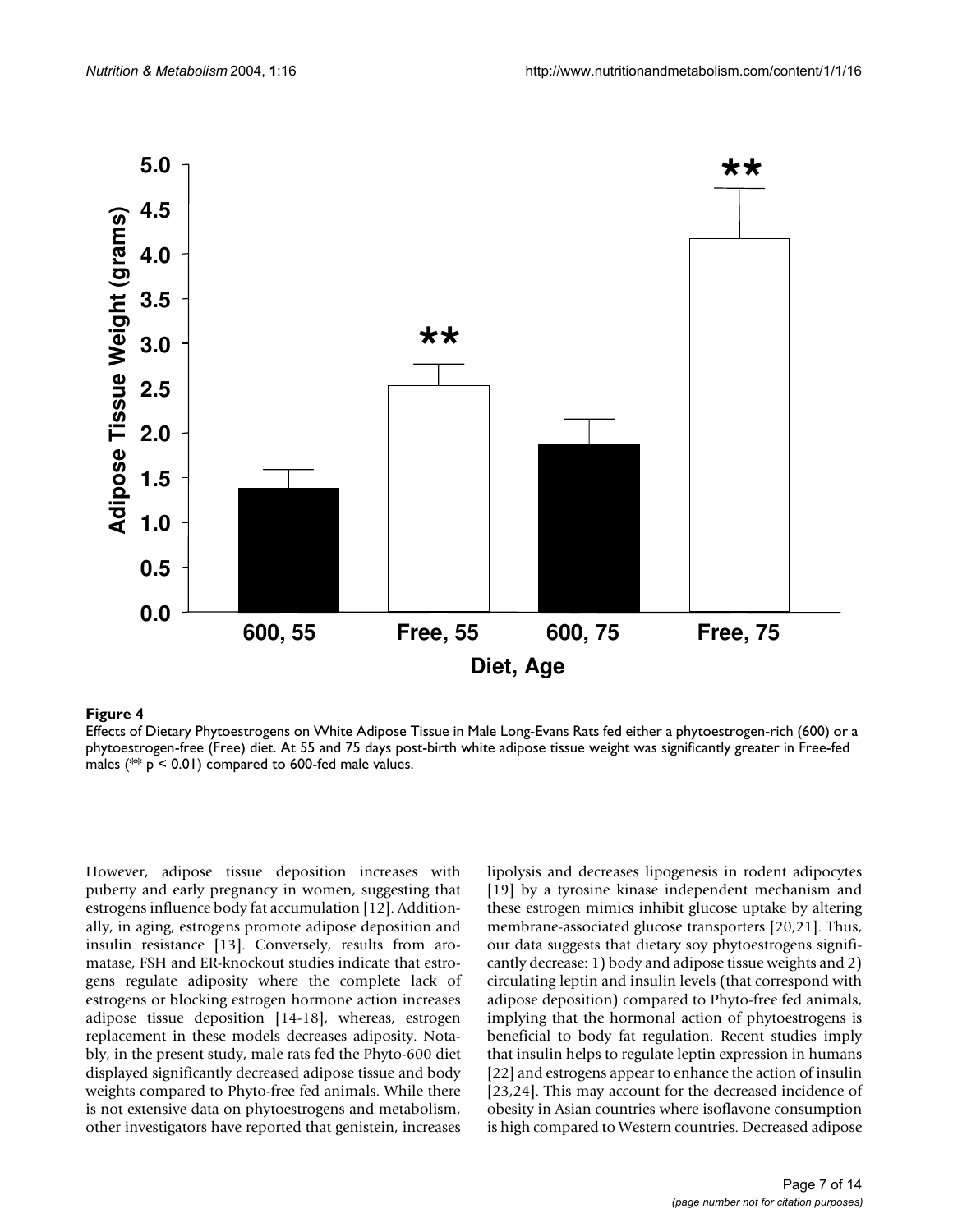**Figure 4**

Effects of Dietary Phytoestrogens on White Adipose Tissue in Male Long-Evans Rats fed either a phytoestrogen-rich (600) or a phytoestrogen-free (Free) diet. At 55 and 75 days post-birth white adipose tissue weight was significantly greater in Free-fed males (** $p < 0.01$) compared to 600-fed male values.

However, adipose tissue deposition increases with puberty and early pregnancy in women, suggesting that estrogens influence body fat accumulation [12]. Additionally, in aging, estrogens promote adipose deposition and insulin resistance [13]. Conversely, results from aromatase, FSH and ER-knockout studies indicate that estrogens regulate adiposity where the complete lack of estrogens or blocking estrogen hormone action increases adipose tissue deposition [14-18], whereas, estrogen replacement in these models decreases adiposity. Notably, in the present study, male rats fed the Phyto-600 diet displayed significantly decreased adipose tissue and body weights compared to Phyto-free fed animals. While there is not extensive data on phytoestrogens and metabolism, other investigators have reported that genistein, increases lipolysis and decreases lipogenesis in rodent adipocytes [19] by a tyrosine kinase independent mechanism and these estrogen mimics inhibit glucose uptake by altering membrane-associated glucose transporters [20,21]. Thus, our data suggests that dietary soy phytoestrogens significantly decrease: 1) body and adipose tissue weights and 2) circulating leptin and insulin levels (that correspond with adipose deposition) compared to Phyto-free fed animals, implying that the hormonal action of phytoestrogens is beneficial to body fat regulation. Recent studies imply that insulin helps to regulate leptin expression in humans [22] and estrogens appear to enhance the action of insulin [23,24]. This may account for the decreased incidence of obesity in Asian countries where isoflavone consumption is high compared to Western countries. Decreased adipose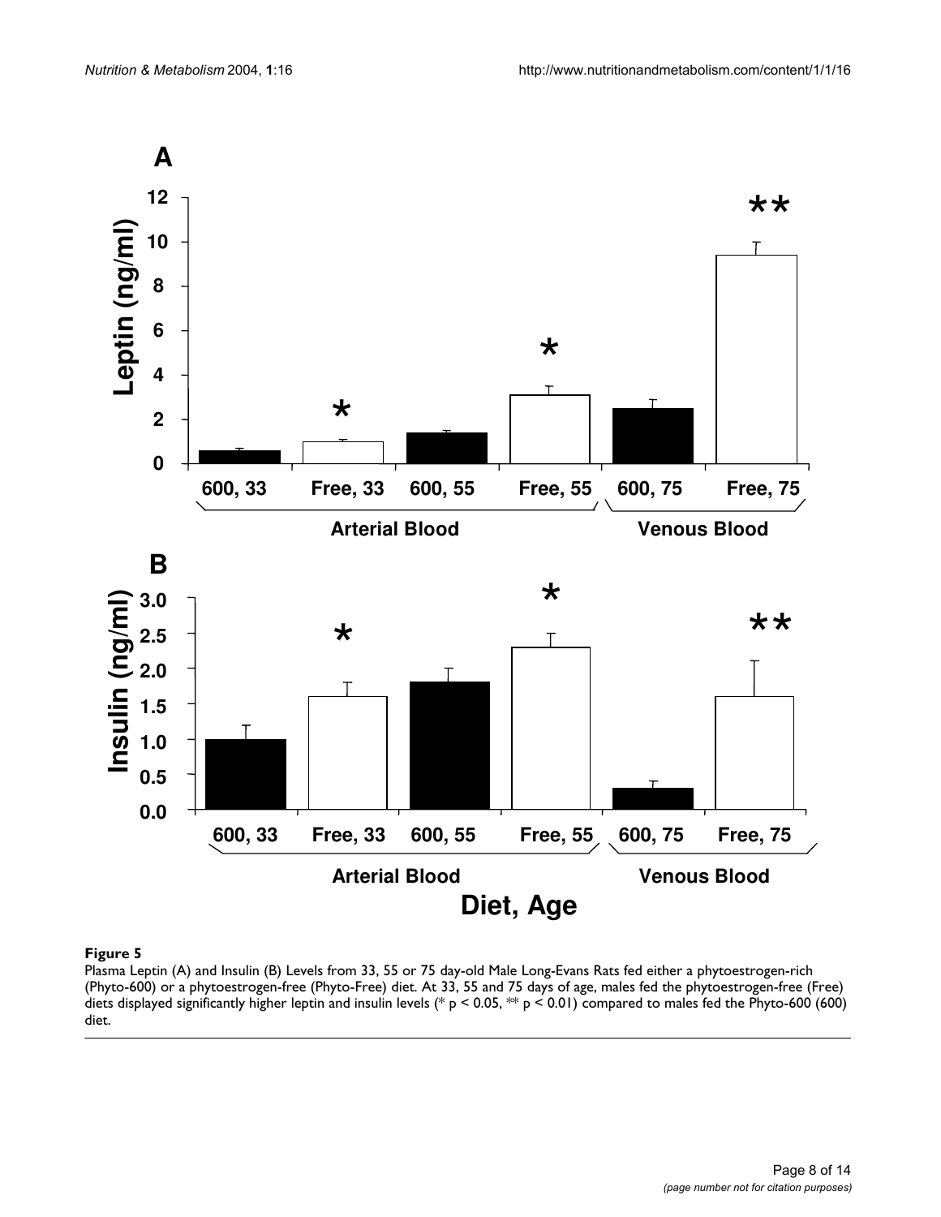**Figure 5**

Plasma Leptin (A) and Insulin (B) Levels from 33, 55 or 75 day-old Male Long-Evans Rats fed either a phytoestrogen-rich (Phyto-600) or a phytoestrogen-free (Phyto-Free) diet. At 33, 55 and 75 days of age, males fed the phytoestrogen-free (Free) diets displayed significantly higher leptin and insulin levels (* $p < 0.05$, ** $p < 0.01$) compared to males fed the Phyto-600 (600) diet.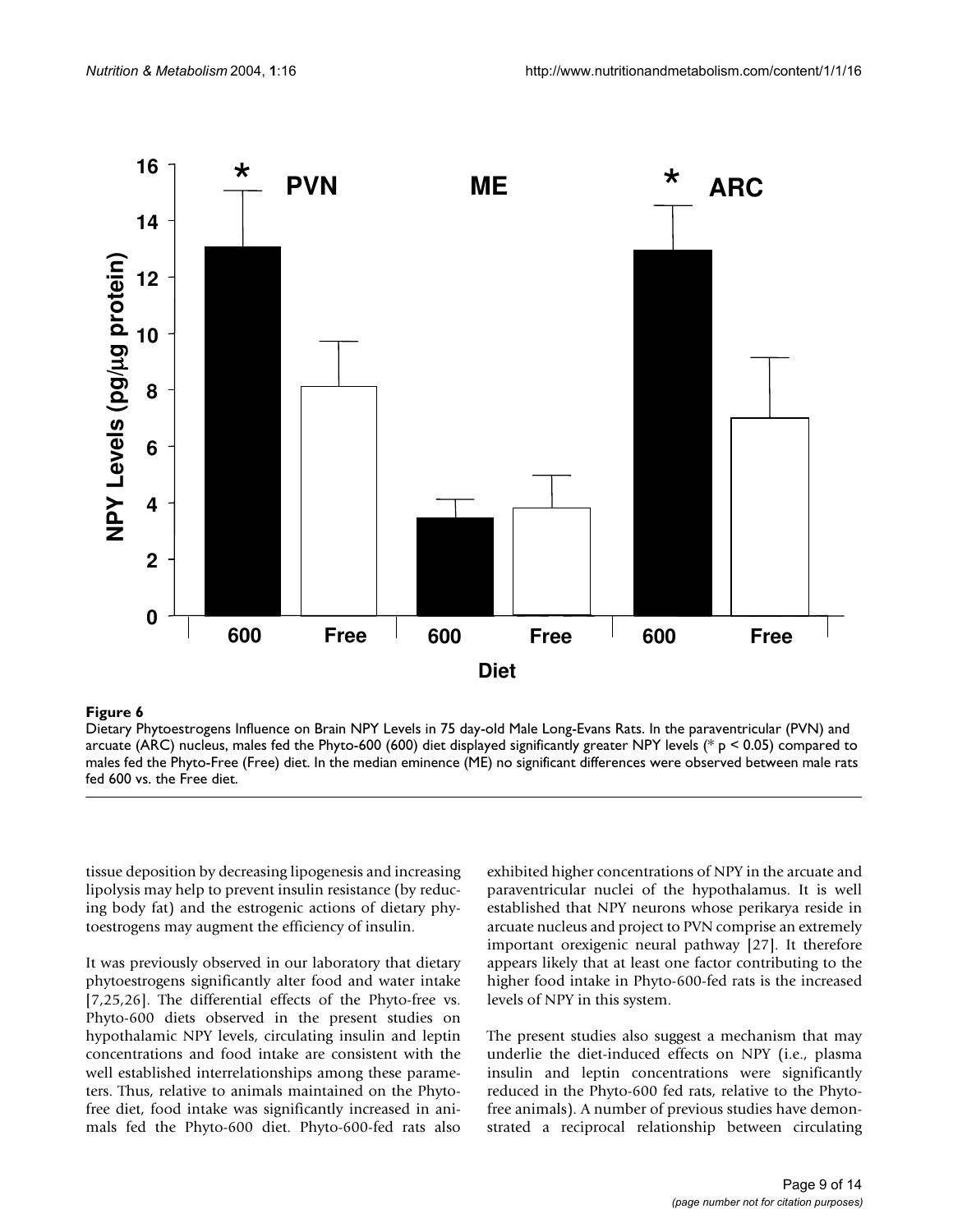**Figure 6**

Dietary Phytoestrogens Influence on Brain NPY Levels in 75 day-old Male Long-Evans Rats. In the paraventricular (PVN) and arcuate (ARC) nucleus, males fed the Phyto-600 (600) diet displayed significantly greater NPY levels (* $p < 0.05$) compared to males fed the Phyto-Free (Free) diet. In the median eminence (ME) no significant differences were observed between male rats fed 600 vs. the Free diet.

tissue deposition by decreasing lipogenesis and increasing lipolysis may help to prevent insulin resistance (by reducing body fat) and the estrogenic actions of dietary phytoestrogens may augment the efficiency of insulin.

It was previously observed in our laboratory that dietary phytoestrogens significantly alter food and water intake [7,25,26]. The differential effects of the Phyto-free vs. Phyto-600 diets observed in the present studies on hypothalamic NPY levels, circulating insulin and leptin concentrations and food intake are consistent with the well established interrelationships among these parameters. Thus, relative to animals maintained on the Phyto-free diet, food intake was significantly increased in animals fed the Phyto-600 diet. Phyto-600-fed rats also exhibited higher concentrations of NPY in the arcuate and paraventricular nuclei of the hypothalamus. It is well established that NPY neurons whose perikarya reside in arcuate nucleus and project to PVN comprise an extremely important orexigenic neural pathway [27]. It therefore appears likely that at least one factor contributing to the higher food intake in Phyto-600-fed rats is the increased levels of NPY in this system.

The present studies also suggest a mechanism that may underlie the diet-induced effects on NPY (i.e., plasma insulin and leptin concentrations were significantly reduced in the Phyto-600 fed rats, relative to the Phyto-free animals). A number of previous studies have demonstrated a reciprocal relationship between circulating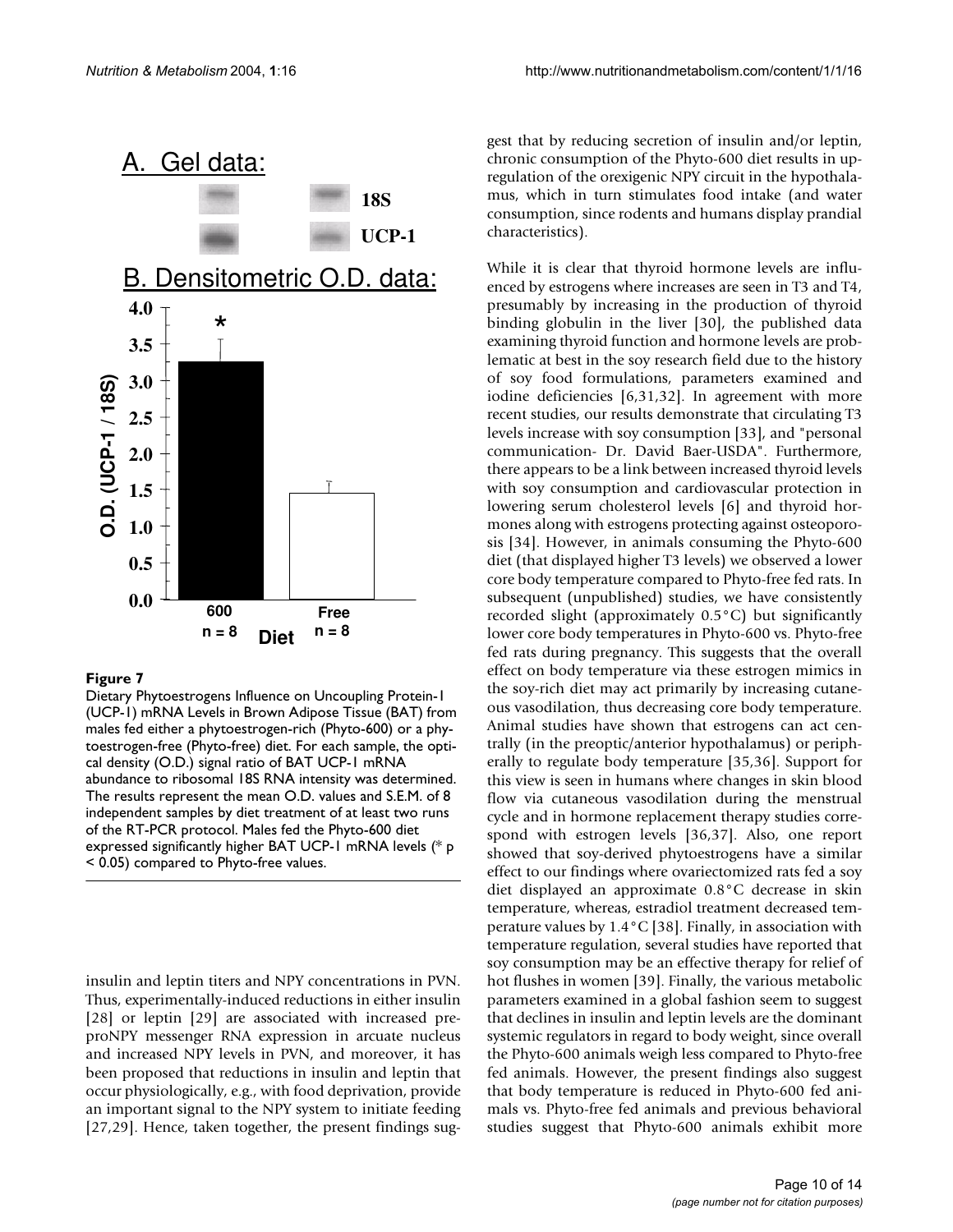**Figure 7**

Dietary Phytoestrogens Influence on Uncoupling Protein-1 (UCP-1) mRNA Levels in Brown Adipose Tissue (BAT) from males fed either a phytoestrogen-rich (Phyto-600) or a phytoestrogen-free (Phyto-free) diet. For each sample, the optical density (O.D.) signal ratio of BAT UCP-1 mRNA abundance to ribosomal 18S RNA intensity was determined. The results represent the mean O.D. values and S.E.M. of 8 independent samples by diet treatment of at least two runs of the RT-PCR protocol. Males fed the Phyto-600 diet expressed significantly higher BAT UCP-1 mRNA levels (* $p < 0.05$) compared to Phyto-free values.

insulin and leptin titers and NPY concentrations in PVN. Thus, experimentally-induced reductions in either insulin [28] or leptin [29] are associated with increased preproNPY messenger RNA expression in arcuate nucleus and increased NPY levels in PVN, and moreover, it has been proposed that reductions in insulin and leptin that occur physiologically, e.g., with food deprivation, provide an important signal to the NPY system to initiate feeding [27,29]. Hence, taken together, the present findings suggest that by reducing secretion of insulin and/or leptin, chronic consumption of the Phyto-600 diet results in upregulation of the orexigenic NPY circuit in the hypothalamus, which in turn stimulates food intake (and water consumption, since rodents and humans display prandial characteristics).

While it is clear that thyroid hormone levels are influenced by estrogens where increases are seen in T3 and T4, presumably by increasing in the production of thyroid binding globulin in the liver [30], the published data examining thyroid function and hormone levels are problematic at best in the soy research field due to the history of soy food formulations, parameters examined and iodine deficiencies [6,31,32]. In agreement with more recent studies, our results demonstrate that circulating T3 levels increase with soy consumption [33], and "personal communication- Dr. David Baer-USDA". Furthermore, there appears to be a link between increased thyroid levels with soy consumption and cardiovascular protection in lowering serum cholesterol levels [6] and thyroid hormones along with estrogens protecting against osteoporosis [34]. However, in animals consuming the Phyto-600 diet (that displayed higher T3 levels) we observed a lower core body temperature compared to Phyto-free fed rats. In subsequent (unpublished) studies, we have consistently recorded slight (approximately 0.5°C) but significantly lower core body temperatures in Phyto-600 vs. Phyto-free fed rats during pregnancy. This suggests that the overall effect on body temperature via these estrogen mimics in the soy-rich diet may act primarily by increasing cutaneous vasodilation, thus decreasing core body temperature. Animal studies have shown that estrogens can act centrally (in the preoptic/anterior hypothalamus) or peripherally to regulate body temperature [35,36]. Support for this view is seen in humans where changes in skin blood flow via cutaneous vasodilation during the menstrual cycle and in hormone replacement therapy studies correspond with estrogen levels [36,37]. Also, one report showed that soy-derived phytoestrogens have a similar effect to our findings where ovariectomized rats fed a soy diet displayed an approximate 0.8°C decrease in skin temperature, whereas, estradiol treatment decreased temperature values by 1.4°C [38]. Finally, in association with temperature regulation, several studies have reported that soy consumption may be an effective therapy for relief of hot flushes in women [39]. Finally, the various metabolic parameters examined in a global fashion seem to suggest that declines in insulin and leptin levels are the dominant systemic regulators in regard to body weight, since overall the Phyto-600 animals weigh less compared to Phyto-free fed animals. However, the present findings also suggest that body temperature is reduced in Phyto-600 fed animals vs. Phyto-free fed animals and previous behavioral studies suggest that Phyto-600 animals exhibit more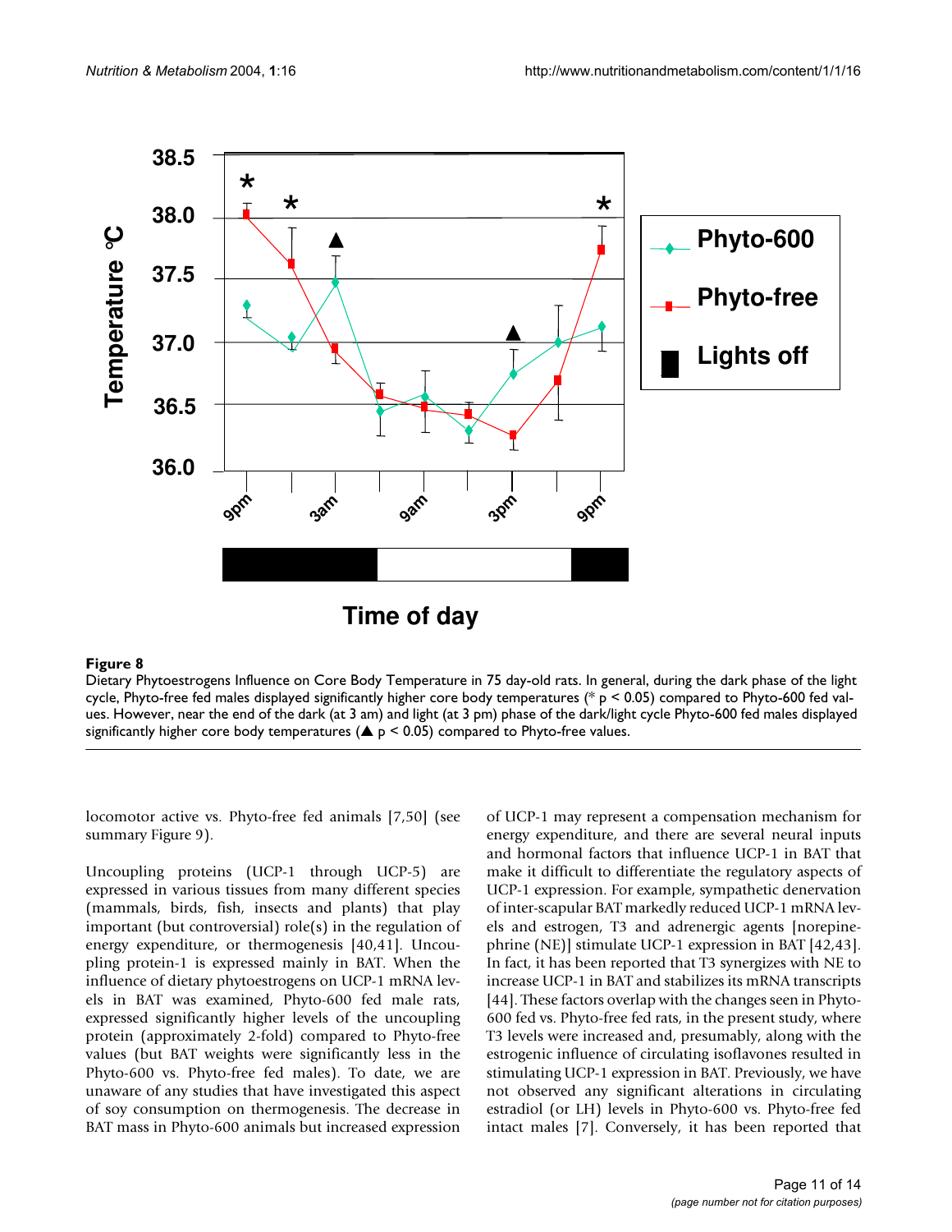**Figure 8**

Dietary Phytoestrogens Influence on Core Body Temperature in 75 day-old rats. In general, during the dark phase of the light cycle, Phyto-free fed males displayed significantly higher core body temperatures (* $p < 0.05$) compared to Phyto-600 fed values. However, near the end of the dark (at 3 am) and light (at 3 pm) phase of the dark/light cycle Phyto-600 fed males displayed significantly higher core body temperatures (▲ $p < 0.05$) compared to Phyto-free values.

locomotor active vs. Phyto-free fed animals [7,50] (see summary Figure 9).

Uncoupling proteins (UCP-1 through UCP-5) are expressed in various tissues from many different species (mammals, birds, fish, insects and plants) that play important (but controversial) role(s) in the regulation of energy expenditure, or thermogenesis [40,41]. Uncoupling protein-1 is expressed mainly in BAT. When the influence of dietary phytoestrogens on UCP-1 mRNA levels in BAT was examined, Phyto-600 fed male rats, expressed significantly higher levels of the uncoupling protein (approximately 2-fold) compared to Phyto-free values (but BAT weights were significantly less in the Phyto-600 vs. Phyto-free fed males). To date, we are unaware of any studies that have investigated this aspect of soy consumption on thermogenesis. The decrease in BAT mass in Phyto-600 animals but increased expression of UCP-1 may represent a compensation mechanism for energy expenditure, and there are several neural inputs and hormonal factors that influence UCP-1 in BAT that make it difficult to differentiate the regulatory aspects of UCP-1 expression. For example, sympathetic denervation of inter-scapular BAT markedly reduced UCP-1 mRNA levels and estrogen, T3 and adrenergic agents [norepinephrine (NE)] stimulate UCP-1 expression in BAT [42,43]. In fact, it has been reported that T3 synergizes with NE to increase UCP-1 in BAT and stabilizes its mRNA transcripts [44]. These factors overlap with the changes seen in Phyto-600 fed vs. Phyto-free fed rats, in the present study, where T3 levels were increased and, presumably, along with the estrogenic influence of circulating isoflavones resulted in stimulating UCP-1 expression in BAT. Previously, we have not observed any significant alterations in circulating estradiol (or LH) levels in Phyto-600 vs. Phyto-free fed intact males [7]. Conversely, it has been reported that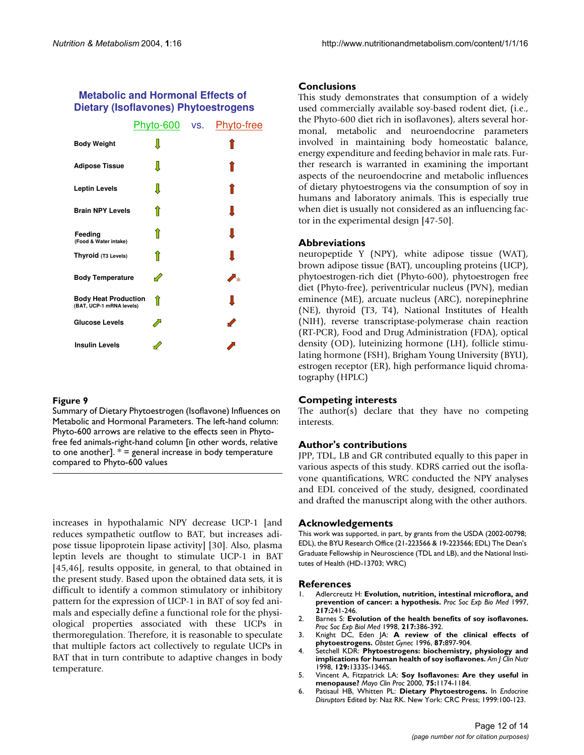## Metabolic and Hormonal Effects of Dietary (Isoflavones) Phytoestrogens

| | Phyto-600 | vs. Phyto-free |
|---|---|---|
| Body Weight | ↓ | ↑ |
| Adipose Tissue | ↓ | ↑ |
| Leptin Levels | ↓ | ↑ |
| Brain NPY Levels | ↑ | ↓ |
| Feeding (Food & Water intake) | ↑ | ↓ |
| Thyroid (T3 Levels) | ↑ | ↓ |
| Body Temperature | ↙ | ↗* |
| Body Heat Production (BAT, UCP-1 mRNA levels) | ↑ | ↓ |
| Glucose Levels | ↗ | ↙ |
| Insulin Levels | ↙ | ↗ |

**Figure 9**
Summary of Dietary Phytoestrogen (Isoflavone) Influences on Metabolic and Hormonal Parameters. The left-hand column: Phyto-600 arrows are relative to the effects seen in Phyto-free fed animals-right-hand column [in other words, relative to one another]. * = general increase in body temperature compared to Phyto-600 values

increases in hypothalamic NPY decrease UCP-1 [and reduces sympathetic outflow to BAT, but increases adipose tissue lipoprotein lipase activity] [30]. Also, plasma leptin levels are thought to stimulate UCP-1 in BAT [45,46], results opposite, in general, to that obtained in the present study. Based upon the obtained data sets, it is difficult to identify a common stimulatory or inhibitory pattern for the expression of UCP-1 in BAT of soy fed animals and especially define a functional role for the physiological properties associated with these UCPs in thermoregulation. Therefore, it is reasonable to speculate that multiple factors act collectively to regulate UCPs in BAT that in turn contribute to adaptive changes in body temperature.

## Conclusions

This study demonstrates that consumption of a widely used commercially available soy-based rodent diet, (i.e., the Phyto-600 diet rich in isoflavones), alters several hormonal, metabolic and neuroendocrine parameters involved in maintaining body homeostatic balance, energy expenditure and feeding behavior in male rats. Further research is warranted in examining the important aspects of the neuroendocrine and metabolic influences of dietary phytoestrogens via the consumption of soy in humans and laboratory animals. This is especially true when diet is usually not considered as an influencing factor in the experimental design [47-50].

## Abbreviations

neuropeptide Y (NPY), white adipose tissue (WAT), brown adipose tissue (BAT), uncoupling proteins (UCP), phytoestrogen-rich diet (Phyto-600), phytoestrogen free diet (Phyto-free), periventricular nucleus (PVN), median eminence (ME), arcuate nucleus (ARC), norepinephrine (NE), thyroid (T3, T4), National Institutes of Health (NIH), reverse transcriptase-polymerase chain reaction (RT-PCR), Food and Drug Administration (FDA), optical density (OD), luteinizing hormone (LH), follicle stimulating hormone (FSH), Brigham Young University (BYU), estrogen receptor (ER), high performance liquid chromatography (HPLC)

## Competing interests

The author(s) declare that they have no competing interests.

## Author's contributions

JPP, TDL, LB and GR contributed equally to this paper in various aspects of this study. KDRS carried out the isoflavone quantifications, WRC conducted the NPY analyses and EDL conceived of the study, designed, coordinated and drafted the manuscript along with the other authors.

## Acknowledgements

This work was supported, in part, by grants from the USDA (2002-00798; EDL), the BYU Research Office (21-223566 & 19-223566; EDL) The Dean's Graduate Fellowship in Neuroscience (TDL and LB), and the National Institutes of Health (HD-13703; WRC)

## References

1. Adlercreutz H: **Evolution, nutrition, intestinal microflora, and prevention of cancer: a hypothesis.** *Proc Soc Exp Bio Med* 1997, **217:**241-246.
2. Barnes S: **Evolution of the health benefits of soy isoflavones.** *Proc Soc Exp Biol Med* 1998, **217:**386-392.
3. Knight DC, Eden JA: **A review of the clinical effects of phytoestrogens.** *Obstet Gynec* 1996, **87:**897-904.
4. Setchell KDR: **Phytoestrogens: biochemistry, physiology and implications for human health of soy isoflavones.** *Am J Clin Nutr* 1998, **129:**1333S-1346S.
5. Vincent A, Fitzpatrick LA: **Soy Isoflavones: Are they useful in menopause?** *Mayo Clin Proc* 2000, **75:**1174-1184.
6. Patisaul HB, Whitten PL: **Dietary Phytoestrogens.** In *Endocrine Disruptors* Edited by: Naz RK. New York: CRC Press; 1999:100-123.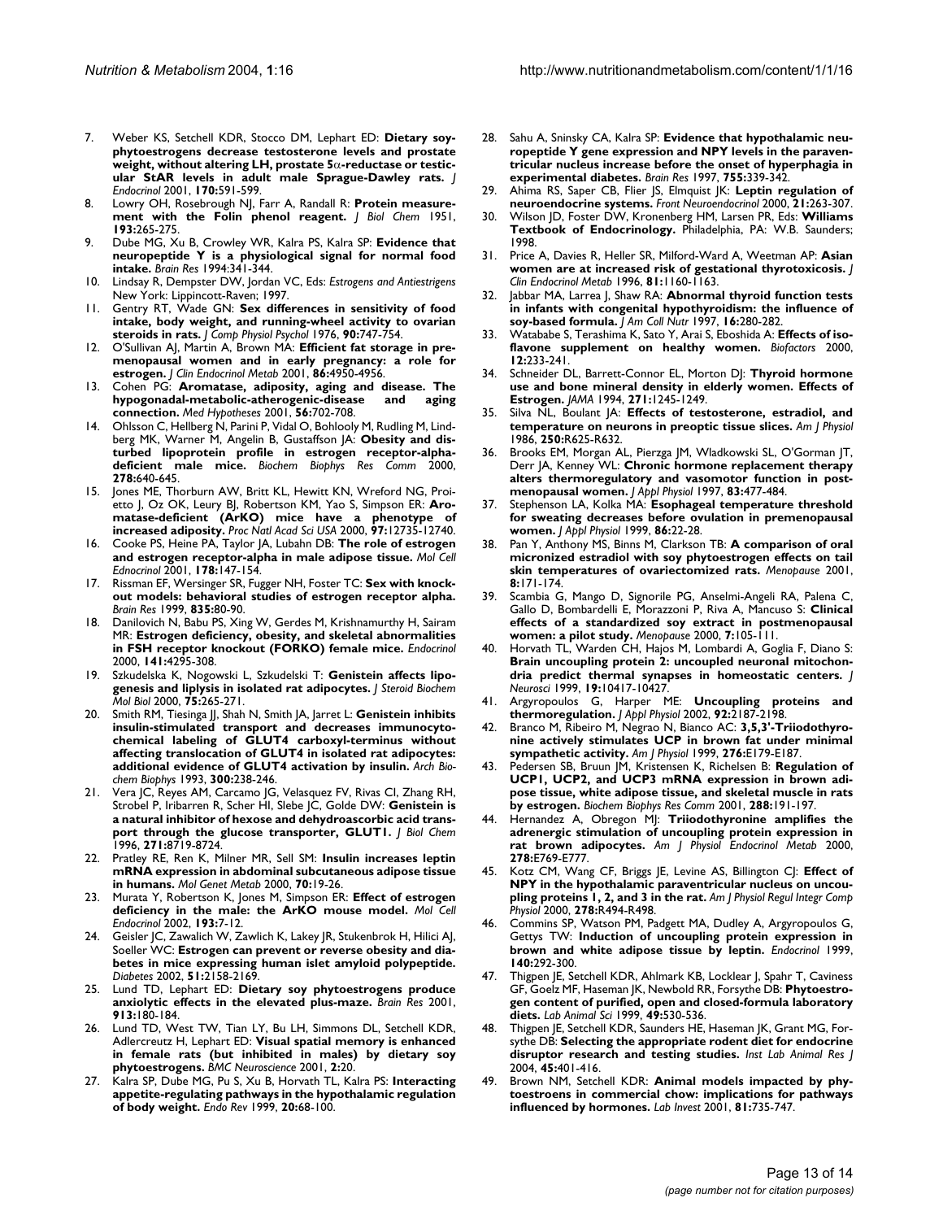7. Weber KS, Setchell KDR, Stocco DM, Lephart ED: **Dietary soy-phytoestrogens decrease testosterone levels and prostate weight, without altering LH, prostate 5α-reductase or testicular StAR levels in adult male Sprague-Dawley rats.** *J Endocrinol* 2001, **170:**591-599.
8. Lowry OH, Rosebrough NJ, Farr A, Randall R: **Protein measurement with the Folin phenol reagent.** *J Biol Chem* 1951, **193:**265-275.
9. Dube MG, Xu B, Crowley WR, Kalra PS, Kalra SP: **Evidence that neuropeptide Y is a physiological signal for normal food intake.** *Brain Res* 1994:341-344.
10. Lindsay R, Dempster DW, Jordan VC, Eds: *Estrogens and Antiestrigens* New York: Lippincott-Raven; 1997.
11. Gentry RT, Wade GN: **Sex differences in sensitivity of food intake, body weight, and running-wheel activity to ovarian steroids in rats.** *J Comp Physiol Psychol* 1976, **90:**747-754.
12. O'Sullivan AJ, Martin A, Brown MA: **Efficient fat storage in premenopausal women and in early pregnancy: a role for estrogen.** *J Clin Endocrinol Metab* 2001, **86:**4950-4956.
13. Cohen PG: **Aromatase, adiposity, aging and disease. The hypogonadal-metabolic-atherogenic-disease and aging connection.** *Med Hypotheses* 2001, **56:**702-708.
14. Ohlsson C, Hellberg N, Parini P, Vidal O, Bohlooly M, Rudling M, Lindberg MK, Warner M, Angelin B, Gustaffson JA: **Obesity and disturbed lipoprotein profile in estrogen receptor-alpha-deficient male mice.** *Biochem Biophys Res Comm* 2000, **278:**640-645.
15. Jones ME, Thorburn AW, Britt KL, Hewitt KN, Wreford NG, Proietto J, Oz OK, Leury BJ, Robertson KM, Yao S, Simpson ER: **Aromatase-deficient (ArKO) mice have a phenotype of increased adiposity.** *Proc Natl Acad Sci USA* 2000, **97:**12735-12740.
16. Cooke PS, Heine PA, Taylor JA, Lubahn DB: **The role of estrogen and estrogen receptor-alpha in male adipose tissue.** *Mol Cell Endocrinol* 2001, **178:**147-154.
17. Rissman EF, Wersinger SR, Fugger NH, Foster TC: **Sex with knockout models: behavioral studies of estrogen receptor alpha.** *Brain Res* 1999, **835:**80-90.
18. Danilovich N, Babu PS, Xing W, Gerdes M, Krishnamurthy H, Sairam MR: **Estrogen deficiency, obesity, and skeletal abnormalities in FSH receptor knockout (FORKO) female mice.** *Endocrinol* 2000, **141:**4295-308.
19. Szkudelska K, Nogowski L, Szkudelski T: **Genistein affects lipogenesis and liplysis in isolated rat adipocytes.** *J Steroid Biochem Mol Biol* 2000, **75:**265-271.
20. Smith RM, Tiesinga JJ, Shah N, Smith JA, Jarret L: **Genistein inhibits insulin-stimulated transport and decreases immunocytochemical labeling of GLUT4 carboxyl-terminus without affecting translocation of GLUT4 in isolated rat adipocytes: additional evidence of GLUT4 activation by insulin.** *Arch Biochem Biophys* 1993, **300:**238-246.
21. Vera JC, Reyes AM, Carcamo JG, Velasquez FV, Rivas CI, Zhang RH, Strobel P, Iribarren R, Scher HI, Slebe JC, Golde DW: **Genistein is a natural inhibitor of hexose and dehydroascorbic acid transport through the glucose transporter, GLUT1.** *J Biol Chem* 1996, **271:**8719-8724.
22. Pratley RE, Ren K, Milner MR, Sell SM: **Insulin increases leptin mRNA expression in abdominal subcutaneous adipose tissue in humans.** *Mol Genet Metab* 2000, **70:**19-26.
23. Murata Y, Robertson K, Jones M, Simpson ER: **Effect of estrogen deficiency in the male: the ArKO mouse model.** *Mol Cell Endocrinol* 2002, **193:**7-12.
24. Geisler JC, Zawalich W, Zawlich K, Lakey JR, Stukenbrok H, Hilici AJ, Soeller WC: **Estrogen can prevent or reverse obesity and diabetes in mice expressing human islet amyloid polypeptide.** *Diabetes* 2002, **51:**2158-2169.
25. Lund TD, Lephart ED: **Dietary soy phytoestrogens produce anxiolytic effects in the elevated plus-maze.** *Brain Res* 2001, **913:**180-184.
26. Lund TD, West TW, Tian LY, Bu LH, Simmons DL, Setchell KDR, Adlercreutz H, Lephart ED: **Visual spatial memory is enhanced in female rats (but inhibited in males) by dietary soy phytoestrogens.** *BMC Neuroscience* 2001, **2:**20.
27. Kalra SP, Dube MG, Pu S, Xu B, Horvath TL, Kalra PS: **Interacting appetite-regulating pathways in the hypothalamic regulation of body weight.** *Endo Rev* 1999, **20:**68-100.
28. Sahu A, Sninsky CA, Kalra SP: **Evidence that hypothalamic neuropeptide Y gene expression and NPY levels in the paraventricular nucleus increase before the onset of hyperphagia in experimental diabetes.** *Brain Res* 1997, **755:**339-342.
29. Ahima RS, Saper CB, Flier JS, Elmquist JK: **Leptin regulation of neuroendocrine systems.** *Front Neuroendocrinol* 2000, **21:**263-307.
30. Wilson JD, Foster DW, Kronenberg HM, Larsen PR, Eds: **Williams Textbook of Endocrinology.** Philadelphia, PA: W.B. Saunders; 1998.
31. Price A, Davies R, Heller SR, Milford-Ward A, Weetman AP: **Asian women are at increased risk of gestational thyrotoxicosis.** *J Clin Endocrinol Metab* 1996, **81:**1160-1163.
32. Jabbar MA, Larrea J, Shaw RA: **Abnormal thyroid function tests in infants with congenital hypothyroidism: the influence of soy-based formula.** *J Am Coll Nutr* 1997, **16:**280-282.
33. Watababe S, Terashima K, Sato Y, Arai S, Eboshida A: **Effects of isoflavone supplement on healthy women.** *Biofactors* 2000, **12:**233-241.
34. Schneider DL, Barrett-Connor EL, Morton DJ: **Thyroid hormone use and bone mineral density in elderly women. Effects of Estrogen.** *JAMA* 1994, **271:**1245-1249.
35. Silva NL, Boulant JA: **Effects of testosterone, estradiol, and temperature on neurons in preoptic tissue slices.** *Am J Physiol* 1986, **250:**R625-R632.
36. Brooks EM, Morgan AL, Pierzga JM, Wladkowski SL, O'Gorman JT, Derr JA, Kenney WL: **Chronic hormone replacement therapy alters thermoregulatory and vasomotor function in postmenopausal women.** *J Appl Physiol* 1997, **83:**477-484.
37. Stephenson LA, Kolka MA: **Esophageal temperature threshold for sweating decreases before ovulation in premenopausal women.** *J Appl Physiol* 1999, **86:**22-28.
38. Pan Y, Anthony MS, Binns M, Clarkson TB: **A comparison of oral micronized estradiol with soy phytoestrogen effects on tail skin temperatures of ovariectomized rats.** *Menopause* 2001, **8:**171-174.
39. Scambia G, Mango D, Signorile PG, Anselmi-Angeli RA, Palena C, Gallo D, Bombardelli E, Morazzoni P, Riva A, Mancuso S: **Clinical effects of a standardized soy extract in postmenopausal women: a pilot study.** *Menopause* 2000, **7:**105-111.
40. Horvath TL, Warden CH, Hajos M, Lombardi A, Goglia F, Diano S: **Brain uncoupling protein 2: uncoupled neuronal mitochondria predict thermal synapses in homeostatic centers.** *J Neurosci* 1999, **19:**10417-10427.
41. Argyropoulos G, Harper ME: **Uncoupling proteins and thermoregulation.** *J Appl Physiol* 2002, **92:**2187-2198.
42. Branco M, Ribeiro M, Negrao N, Bianco AC: **3,5,3'-Triiodothyronine actively stimulates UCP in brown fat under minimal sympathetic activity.** *Am J Physiol* 1999, **276:**E179-E187.
43. Pedersen SB, Bruun JM, Kristensen K, Richelsen B: **Regulation of UCP1, UCP2, and UCP3 mRNA expression in brown adipose tissue, white adipose tissue, and skeletal muscle in rats by estrogen.** *Biochem Biophys Res Comm* 2001, **288:**191-197.
44. Hernandez A, Obregon MJ: **Triiodothyronine amplifies the adrenergic stimulation of uncoupling protein expression in rat brown adipocytes.** *Am J Physiol Endocrinol Metab* 2000, **278:**E769-E777.
45. Kotz CM, Wang CF, Briggs JE, Levine AS, Billington CJ: **Effect of NPY in the hypothalamic paraventricular nucleus on uncoupling proteins 1, 2, and 3 in the rat.** *Am J Physiol Regul Integr Comp Physiol* 2000, **278:**R494-R498.
46. Commins SP, Watson PM, Padgett MA, Dudley A, Argyropoulos G, Gettys TW: **Induction of uncoupling protein expression in brown and white adipose tissue by leptin.** *Endocrinol* 1999, **140:**292-300.
47. Thigpen JE, Setchell KDR, Ahlmark KB, Locklear J, Spahr T, Caviness GF, Goelz MF, Haseman JK, Newbold RR, Forsythe DB: **Phytoestrogen content of purified, open and closed-formula laboratory diets.** *Lab Animal Sci* 1999, **49:**530-536.
48. Thigpen JE, Setchell KDR, Saunders HE, Haseman JK, Grant MG, Forsythe DB: **Selecting the appropriate rodent diet for endocrine disruptor research and testing studies.** *Inst Lab Animal Res J* 2004, **45:**401-416.
49. Brown NM, Setchell KDR: **Animal models impacted by phytoestroens in commercial chow: implications for pathways influenced by hormones.** *Lab Invest* 2001, **81:**735-747.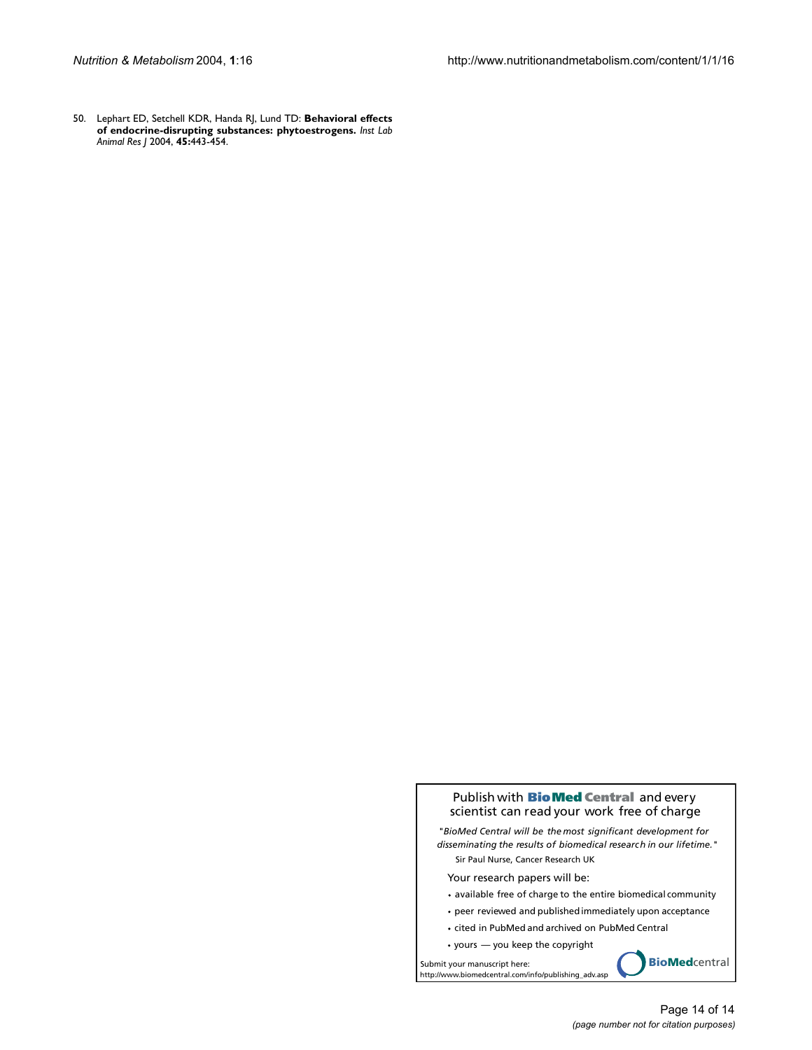50. Lephart ED, Setchell KDR, Handa RJ, Lund TD: **Behavioral effects of endocrine-disrupting substances: phytoestrogens.** *Inst Lab Animal Res J* 2004, **45:**443-454.

Publish with **BioMed Central** and every scientist can read your work free of charge

*"BioMed Central will be the most significant development for disseminating the results of biomedical research in our lifetime."*

Sir Paul Nurse, Cancer Research UK

Your research papers will be:

- available free of charge to the entire biomedical community
- peer reviewed and published immediately upon acceptance
- cited in PubMed and archived on PubMed Central
- yours — you keep the copyright

Submit your manuscript here:
http://www.biomedcentral.com/info/publishing_adv.asp

**BioMed**central